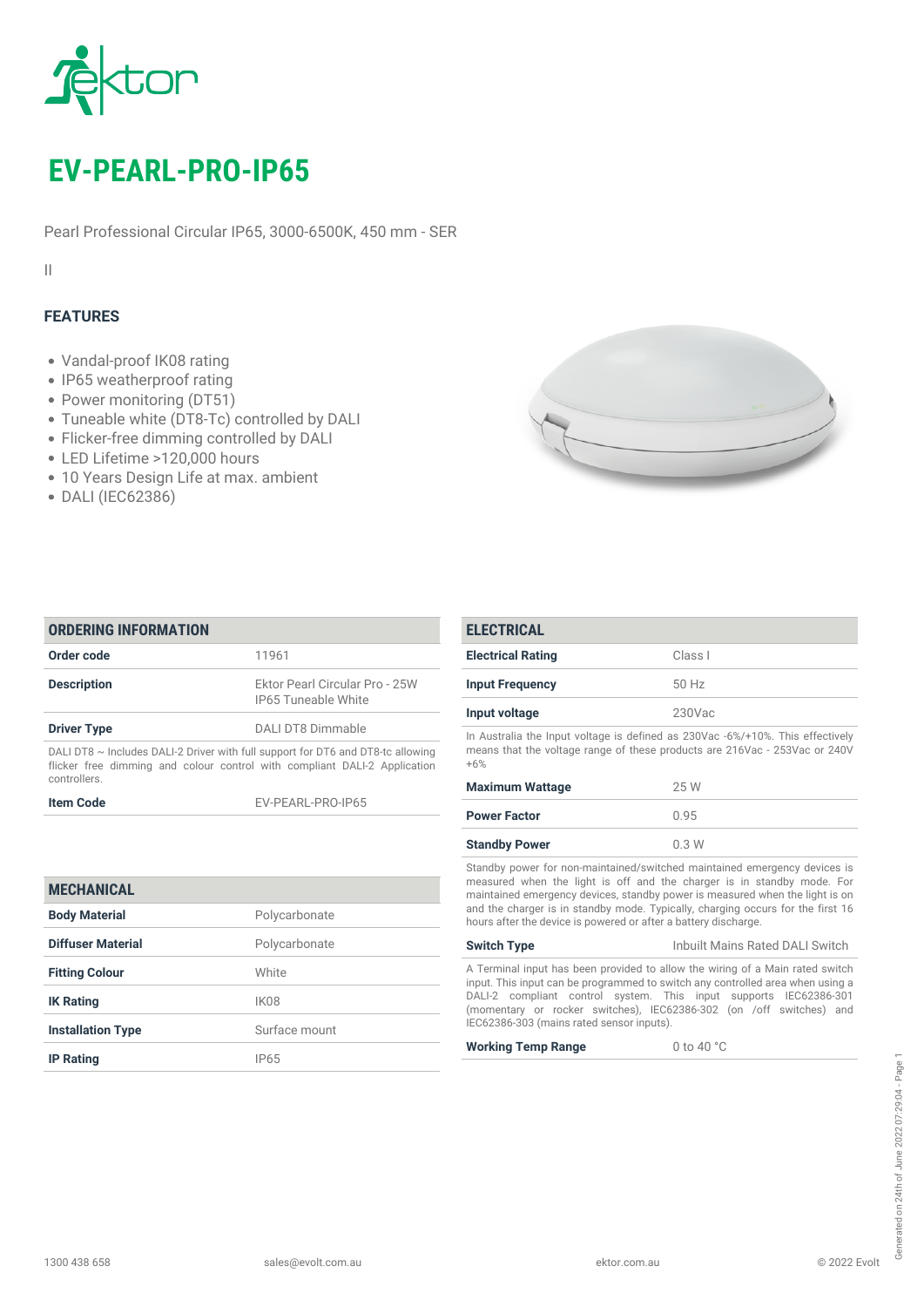# EV-PEARL-PRO-IP65

Pearl Professional Circular IP65, 3000-6500K, 450 mm - SER

II

## FEATURES

- Vandal-proof IK08 rating
- IP65 weatherproof rating
- Power monitoring (DT51)
- Tuneable white (DT8-Tc) controlled by DALI
- Flicker-free dimming controlled by DALI
- LED Lifetime >120,000 hours
- 10 Years Design Life at max. ambient
- DALI (IEC62386)

## ORDERING INFORMATION

| | |
|---|---|
| **Order code** | 11961 |
| **Description** | Ektor Pearl Circular Pro - 25W IP65 Tuneable White |
| **Driver Type** | DALI DT8 Dimmable |

DALI DT8 ~ Includes DALI-2 Driver with full support for DT6 and DT8-tc allowing flicker free dimming and colour control with compliant DALI-2 Application controllers.

| | |
|---|---|
| **Item Code** | EV-PEARL-PRO-IP65 |

## MECHANICAL

| | |
|---|---|
| **Body Material** | Polycarbonate |
| **Diffuser Material** | Polycarbonate |
| **Fitting Colour** | White |
| **IK Rating** | IK08 |
| **Installation Type** | Surface mount |
| **IP Rating** | IP65 |

## ELECTRICAL

| | |
|---|---|
| **Electrical Rating** | Class I |
| **Input Frequency** | 50 Hz |
| **Input voltage** | 230Vac |

In Australia the Input voltage is defined as 230Vac -6%/+10%. This effectively means that the voltage range of these products are 216Vac - 253Vac or 240V +6%

| | |
|---|---|
| **Maximum Wattage** | 25 W |
| **Power Factor** | 0.95 |
| **Standby Power** | 0.3 W |

Standby power for non-maintained/switched maintained emergency devices is measured when the light is off and the charger is in standby mode. For maintained emergency devices, standby power is measured when the light is on and the charger is in standby mode. Typically, charging occurs for the first 16 hours after the device is powered or after a battery discharge.

| | |
|---|---|
| **Switch Type** | Inbuilt Mains Rated DALI Switch |

A Terminal input has been provided to allow the wiring of a Main rated switch input. This input can be programmed to switch any controlled area when using a DALI-2 compliant control system. This input supports IEC62386-301 (momentary or rocker switches), IEC62386-302 (on /off switches) and IEC62386-303 (mains rated sensor inputs).

| | |
|---|---|
| **Working Temp Range** | 0 to 40 °C |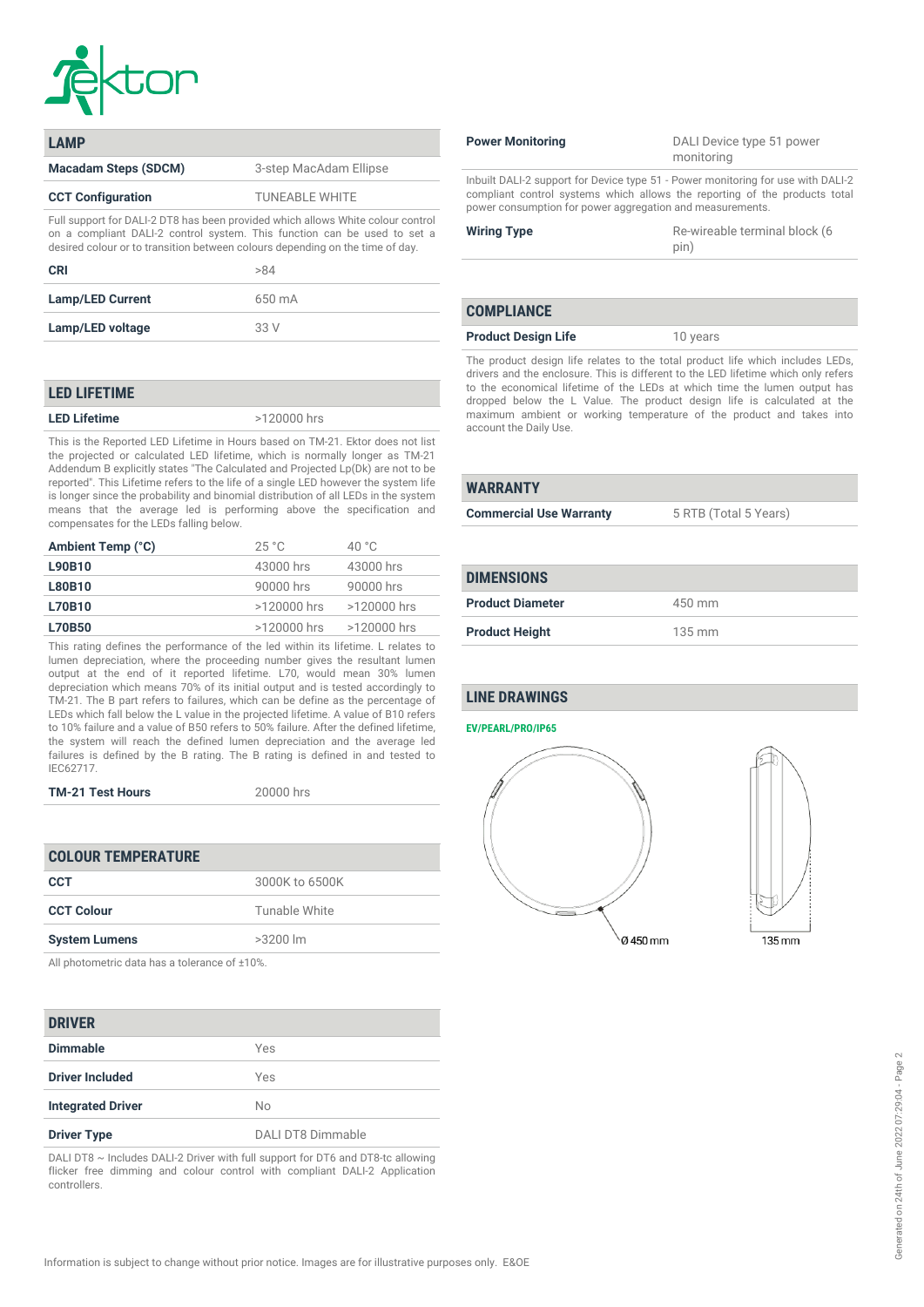## LAMP

| | |
|---|---|
| **Macadam Steps (SDCM)** | 3-step MacAdam Ellipse |
| **CCT Configuration** | TUNEABLE WHITE |

Full support for DALI-2 DT8 has been provided which allows White colour control on a compliant DALI-2 control system. This function can be used to set a desired colour or to transition between colours depending on the time of day.

| | |
|---|---|
| **CRI** | >84 |
| **Lamp/LED Current** | 650 mA |
| **Lamp/LED voltage** | 33 V |

## LED LIFETIME

| | |
|---|---|
| **LED Lifetime** | >120000 hrs |

This is the Reported LED Lifetime in Hours based on TM-21. Ektor does not list the projected or calculated LED lifetime, which is normally longer as TM-21 Addendum B explicitly states "The Calculated and Projected Lp(Dk) are not to be reported". This Lifetime refers to the life of a single LED however the system life is longer since the probability and binomial distribution of all LEDs in the system means that the average led is performing above the specification and compensates for the LEDs falling below.

| Ambient Temp (°C) | 25 °C | 40 °C |
|---|---|---|
| **L90B10** | 43000 hrs | 43000 hrs |
| **L80B10** | 90000 hrs | 90000 hrs |
| **L70B10** | >120000 hrs | >120000 hrs |
| **L70B50** | >120000 hrs | >120000 hrs |

This rating defines the performance of the led within its lifetime. L relates to lumen depreciation, where the proceeding number gives the resultant lumen output at the end of it reported lifetime. L70, would mean 30% lumen depreciation which means 70% of its initial output and is tested accordingly to TM-21. The B part refers to failures, which can be define as the percentage of LEDs which fall below the L value in the projected lifetime. A value of B10 refers to 10% failure and a value of B50 refers to 50% failure. After the defined lifetime, the system will reach the defined lumen depreciation and the average led failures is defined by the B rating. The B rating is defined in and tested to IEC62717.

| | |
|---|---|
| **TM-21 Test Hours** | 20000 hrs |

## COLOUR TEMPERATURE

| | |
|---|---|
| **CCT** | 3000K to 6500K |
| **CCT Colour** | Tunable White |
| **System Lumens** | >3200 lm |

All photometric data has a tolerance of ±10%.

## DRIVER

| | |
|---|---|
| **Dimmable** | Yes |
| **Driver Included** | Yes |
| **Integrated Driver** | No |
| **Driver Type** | DALI DT8 Dimmable |

DALI DT8 ~ Includes DALI-2 Driver with full support for DT6 and DT8-tc allowing flicker free dimming and colour control with compliant DALI-2 Application controllers.

| | |
|---|---|
| **Power Monitoring** | DALI Device type 51 power monitoring |

Inbuilt DALI-2 support for Device type 51 - Power monitoring for use with DALI-2 compliant control systems which allows the reporting of the products total power consumption for power aggregation and measurements.

| | |
|---|---|
| **Wiring Type** | Re-wireable terminal block (6 pin) |

## COMPLIANCE

| | |
|---|---|
| **Product Design Life** | 10 years |

The product design life relates to the total product life which includes LEDs, drivers and the enclosure. This is different to the LED lifetime which only refers to the economical lifetime of the LEDs at which time the lumen output has dropped below the L Value. The product design life is calculated at the maximum ambient or working temperature of the product and takes into account the Daily Use.

## WARRANTY

| | |
|---|---|
| **Commercial Use Warranty** | 5 RTB (Total 5 Years) |

## DIMENSIONS

| | |
|---|---|
| **Product Diameter** | 450 mm |
| **Product Height** | 135 mm |

## LINE DRAWINGS

**EV/PEARL/PRO/IP65**

Ø 450 mm

135 mm

Information is subject to change without prior notice. Images are for illustrative purposes only. E&OE